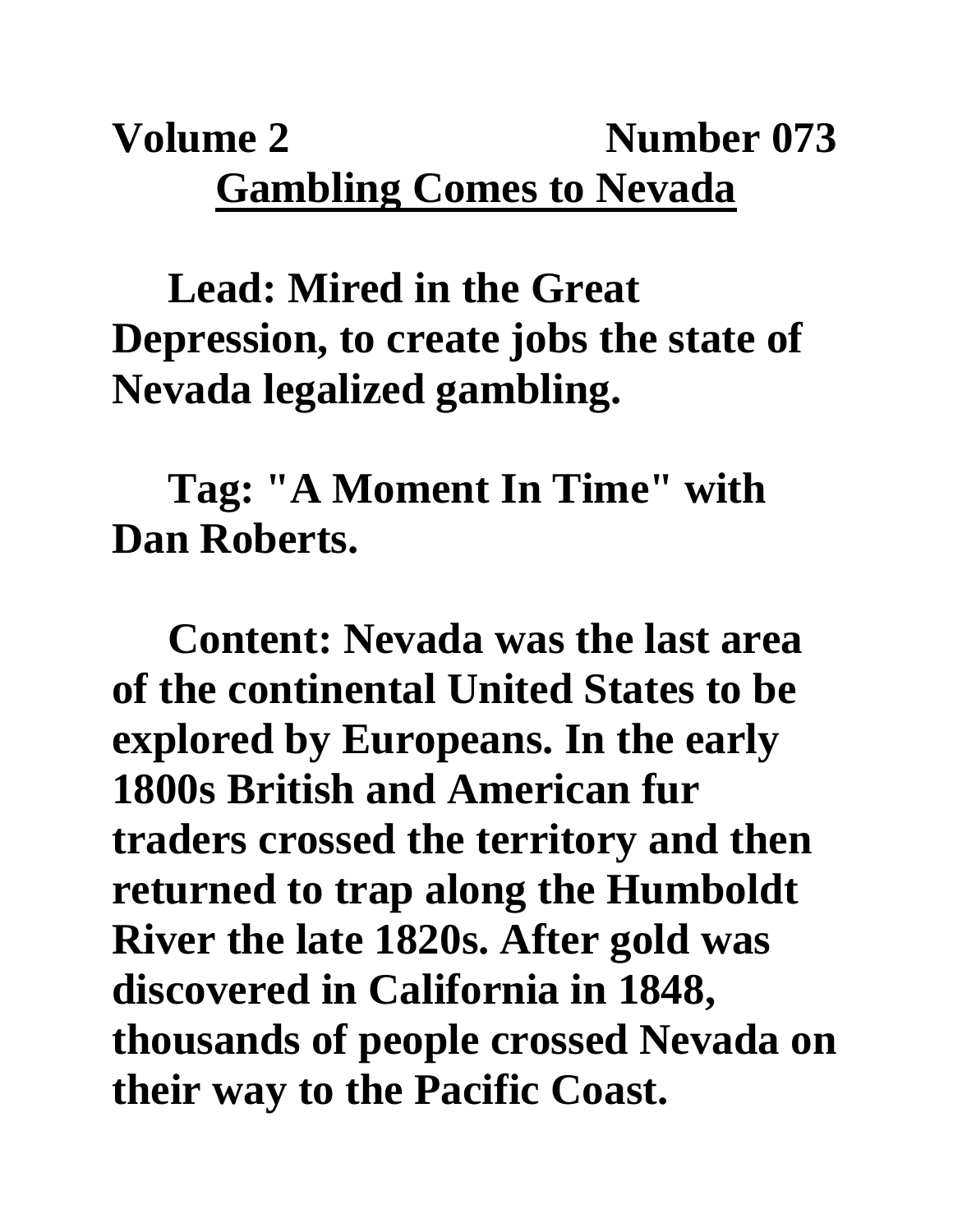**Volume 2 Number 073**

# Gambling Comes to Nevada

**Lead: Mired in the Great Depression, to create jobs the state of Nevada legalized gambling.**

**Tag: "A Moment In Time" with Dan Roberts.**

**Content: Nevada was the last area of the continental United States to be explored by Europeans. In the early 1800s British and American fur traders crossed the territory and then returned to trap along the Humboldt River the late 1820s. After gold was discovered in California in 1848, thousands of people crossed Nevada on their way to the Pacific Coast.**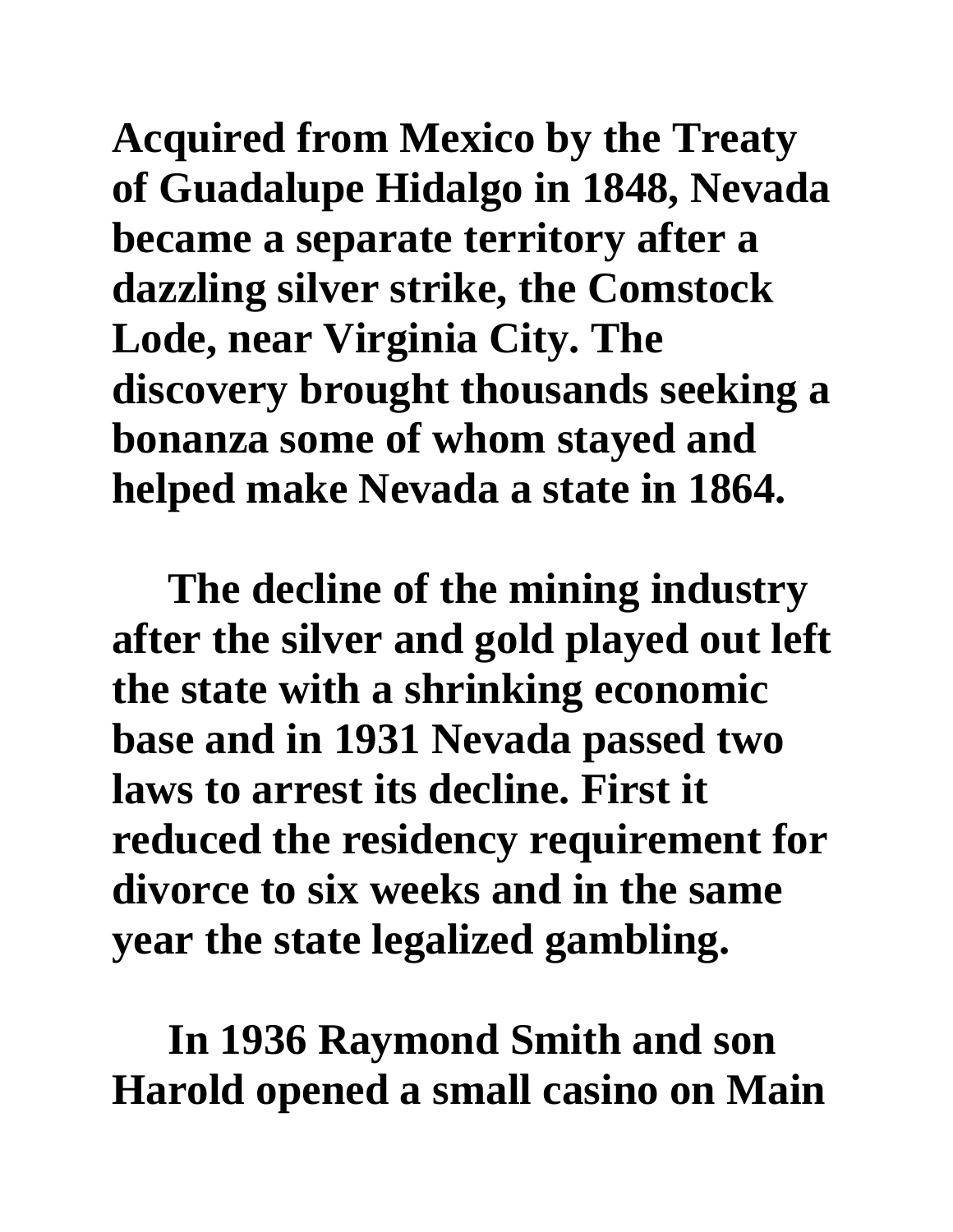**Acquired from Mexico by the Treaty of Guadalupe Hidalgo in 1848, Nevada became a separate territory after a dazzling silver strike, the Comstock Lode, near Virginia City. The discovery brought thousands seeking a bonanza some of whom stayed and helped make Nevada a state in 1864.**

**The decline of the mining industry after the silver and gold played out left the state with a shrinking economic base and in 1931 Nevada passed two laws to arrest its decline. First it reduced the residency requirement for divorce to six weeks and in the same year the state legalized gambling.**

**In 1936 Raymond Smith and son Harold opened a small casino on Main**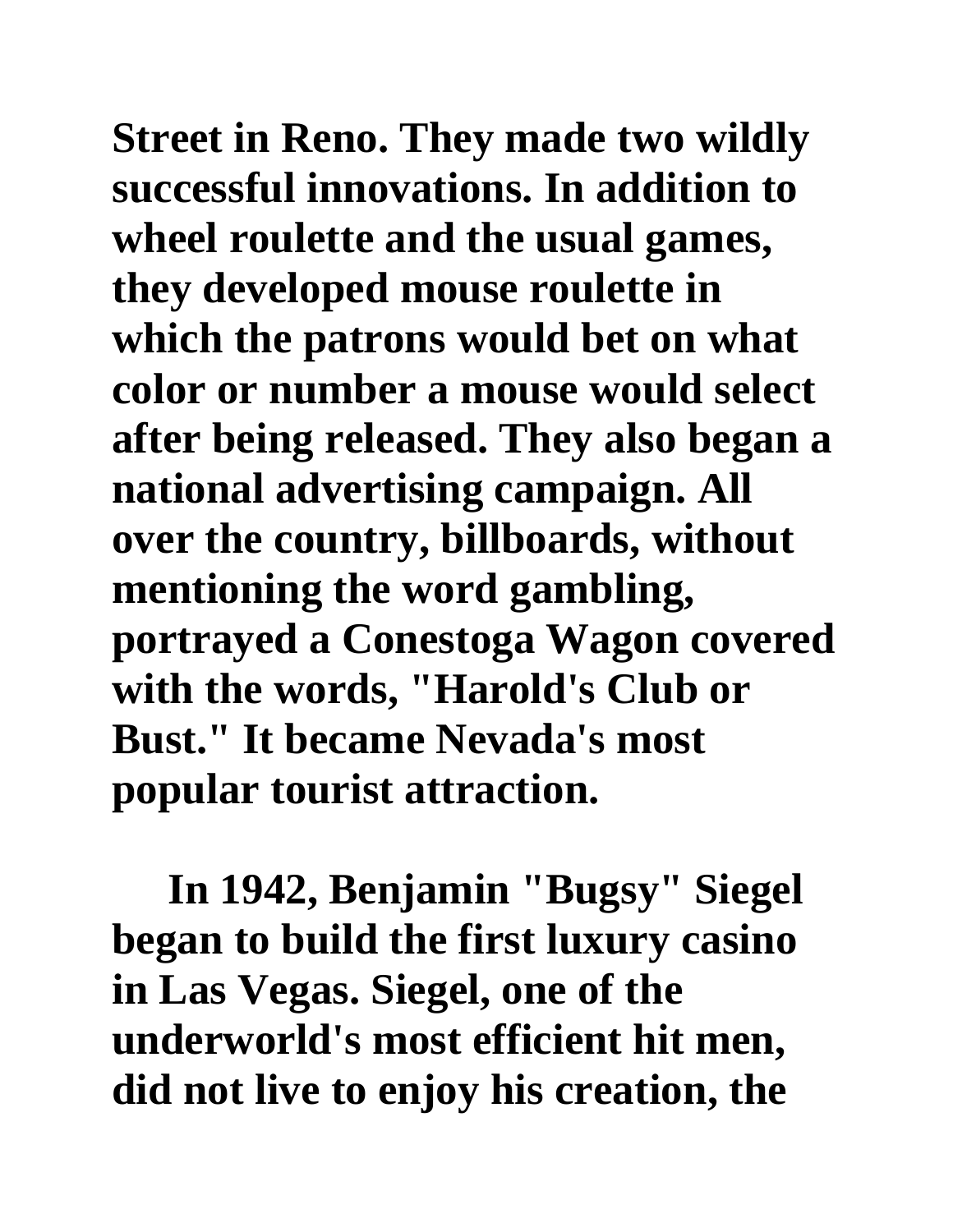**Street in Reno. They made two wildly successful innovations. In addition to wheel roulette and the usual games, they developed mouse roulette in which the patrons would bet on what color or number a mouse would select after being released. They also began a national advertising campaign. All over the country, billboards, without mentioning the word gambling, portrayed a Conestoga Wagon covered with the words, "Harold's Club or Bust." It became Nevada's most popular tourist attraction.**

**In 1942, Benjamin "Bugsy" Siegel began to build the first luxury casino in Las Vegas. Siegel, one of the underworld's most efficient hit men, did not live to enjoy his creation, the**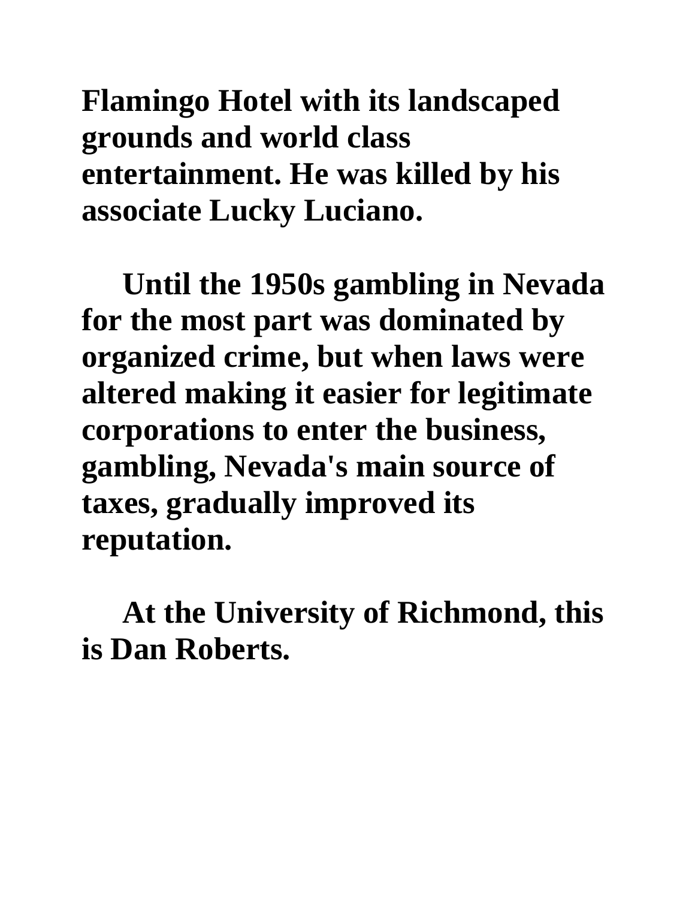**Flamingo Hotel with its landscaped grounds and world class entertainment. He was killed by his associate Lucky Luciano.**

**Until the 1950s gambling in Nevada for the most part was dominated by organized crime, but when laws were altered making it easier for legitimate corporations to enter the business, gambling, Nevada's main source of taxes, gradually improved its reputation.**

**At the University of Richmond, this is Dan Roberts.**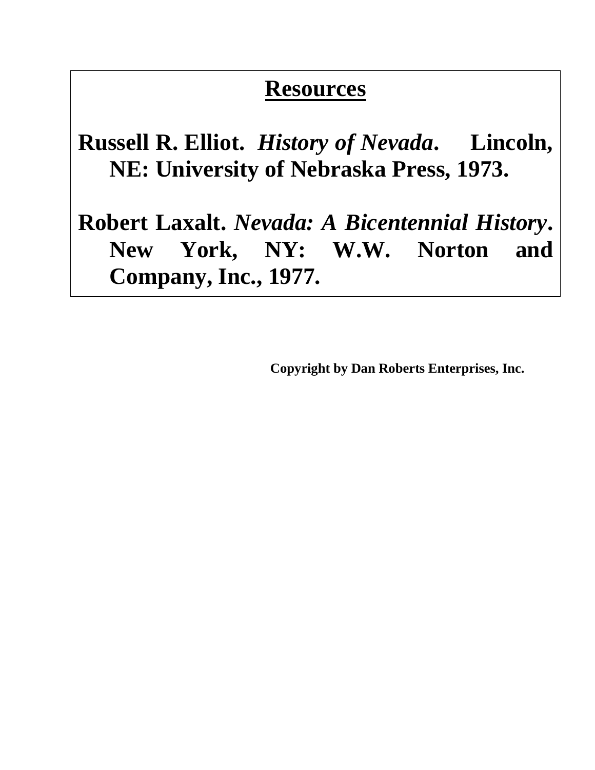## Resources

**Russell R. Elliot. *History of Nevada*. Lincoln, NE: University of Nebraska Press, 1973.**

**Robert Laxalt. *Nevada: A Bicentennial History*. New York, NY: W.W. Norton and Company, Inc., 1977.**

**Copyright by Dan Roberts Enterprises, Inc.**